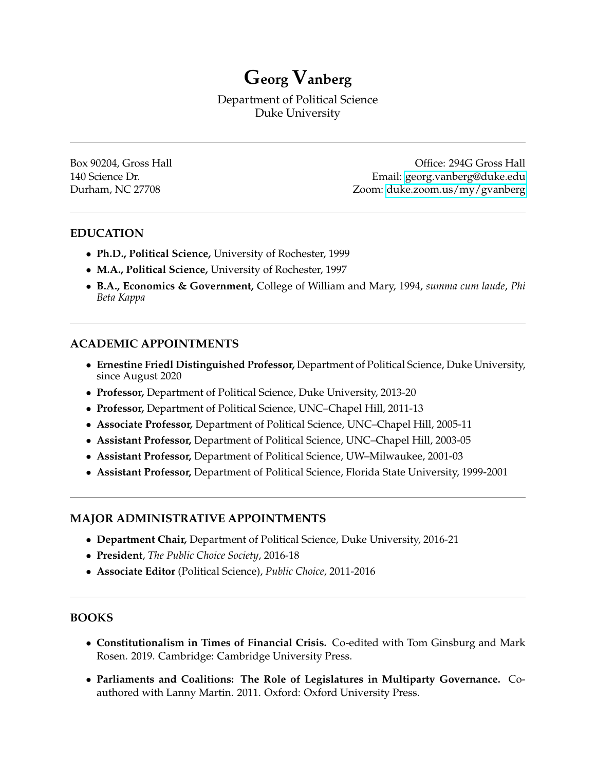# Georg Vanberg

Department of Political Science
Duke University

---

Box 90204, Gross Hall
140 Science Dr.
Durham, NC 27708

Office: 294G Gross Hall
Email: georg.vanberg@duke.edu
Zoom: duke.zoom.us/my/gvanberg

---

## EDUCATION

- **Ph.D., Political Science,** University of Rochester, 1999
- **M.A., Political Science,** University of Rochester, 1997
- **B.A., Economics & Government,** College of William and Mary, 1994, *summa cum laude*, *Phi Beta Kappa*

---

## ACADEMIC APPOINTMENTS

- **Ernestine Friedl Distinguished Professor,** Department of Political Science, Duke University, since August 2020
- **Professor,** Department of Political Science, Duke University, 2013-20
- **Professor,** Department of Political Science, UNC–Chapel Hill, 2011-13
- **Associate Professor,** Department of Political Science, UNC–Chapel Hill, 2005-11
- **Assistant Professor,** Department of Political Science, UNC–Chapel Hill, 2003-05
- **Assistant Professor,** Department of Political Science, UW–Milwaukee, 2001-03
- **Assistant Professor,** Department of Political Science, Florida State University, 1999-2001

---

## MAJOR ADMINISTRATIVE APPOINTMENTS

- **Department Chair,** Department of Political Science, Duke University, 2016-21
- **President**, *The Public Choice Society*, 2016-18
- **Associate Editor** (Political Science), *Public Choice*, 2011-2016

---

## BOOKS

- **Constitutionalism in Times of Financial Crisis.** Co-edited with Tom Ginsburg and Mark Rosen. 2019. Cambridge: Cambridge University Press.

- **Parliaments and Coalitions: The Role of Legislatures in Multiparty Governance.** Co-authored with Lanny Martin. 2011. Oxford: Oxford University Press.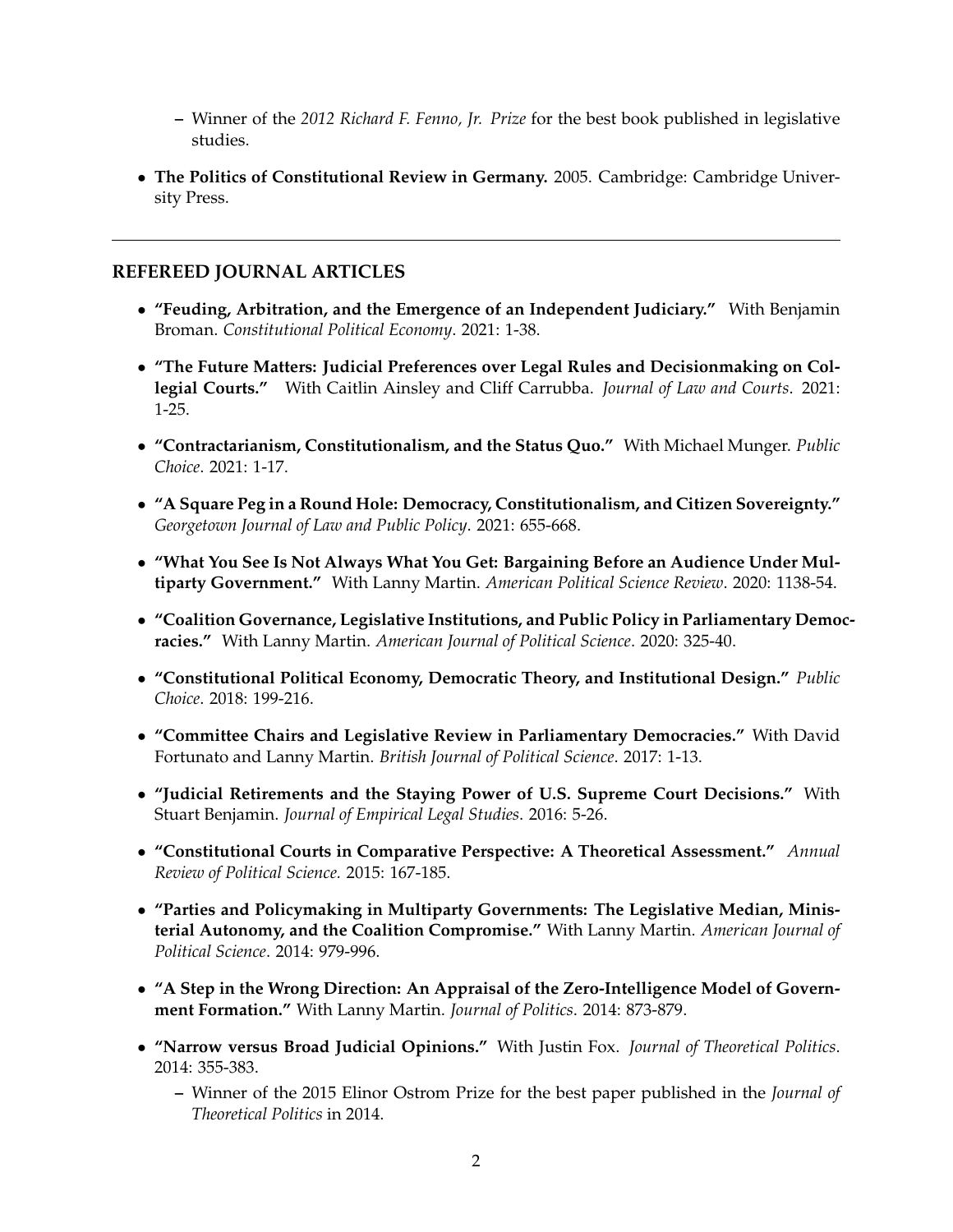- Winner of the *2012 Richard F. Fenno, Jr. Prize* for the best book published in legislative studies.

- **The Politics of Constitutional Review in Germany.** 2005. Cambridge: Cambridge University Press.

---

## REFEREED JOURNAL ARTICLES

- **"Feuding, Arbitration, and the Emergence of an Independent Judiciary."** With Benjamin Broman. *Constitutional Political Economy*. 2021: 1-38.

- **"The Future Matters: Judicial Preferences over Legal Rules and Decisionmaking on Collegial Courts."** With Caitlin Ainsley and Cliff Carrubba. *Journal of Law and Courts*. 2021: 1-25.

- **"Contractarianism, Constitutionalism, and the Status Quo."** With Michael Munger. *Public Choice*. 2021: 1-17.

- **"A Square Peg in a Round Hole: Democracy, Constitutionalism, and Citizen Sovereignty."** *Georgetown Journal of Law and Public Policy*. 2021: 655-668.

- **"What You See Is Not Always What You Get: Bargaining Before an Audience Under Multiparty Government."** With Lanny Martin. *American Political Science Review*. 2020: 1138-54.

- **"Coalition Governance, Legislative Institutions, and Public Policy in Parliamentary Democracies."** With Lanny Martin. *American Journal of Political Science*. 2020: 325-40.

- **"Constitutional Political Economy, Democratic Theory, and Institutional Design."** *Public Choice*. 2018: 199-216.

- **"Committee Chairs and Legislative Review in Parliamentary Democracies."** With David Fortunato and Lanny Martin. *British Journal of Political Science*. 2017: 1-13.

- **"Judicial Retirements and the Staying Power of U.S. Supreme Court Decisions."** With Stuart Benjamin. *Journal of Empirical Legal Studies*. 2016: 5-26.

- **"Constitutional Courts in Comparative Perspective: A Theoretical Assessment."** *Annual Review of Political Science.* 2015: 167-185.

- **"Parties and Policymaking in Multiparty Governments: The Legislative Median, Ministerial Autonomy, and the Coalition Compromise."** With Lanny Martin. *American Journal of Political Science*. 2014: 979-996.

- **"A Step in the Wrong Direction: An Appraisal of the Zero-Intelligence Model of Government Formation."** With Lanny Martin. *Journal of Politics*. 2014: 873-879.

- **"Narrow versus Broad Judicial Opinions."** With Justin Fox. *Journal of Theoretical Politics*. 2014: 355-383.
  - Winner of the 2015 Elinor Ostrom Prize for the best paper published in the *Journal of Theoretical Politics* in 2014.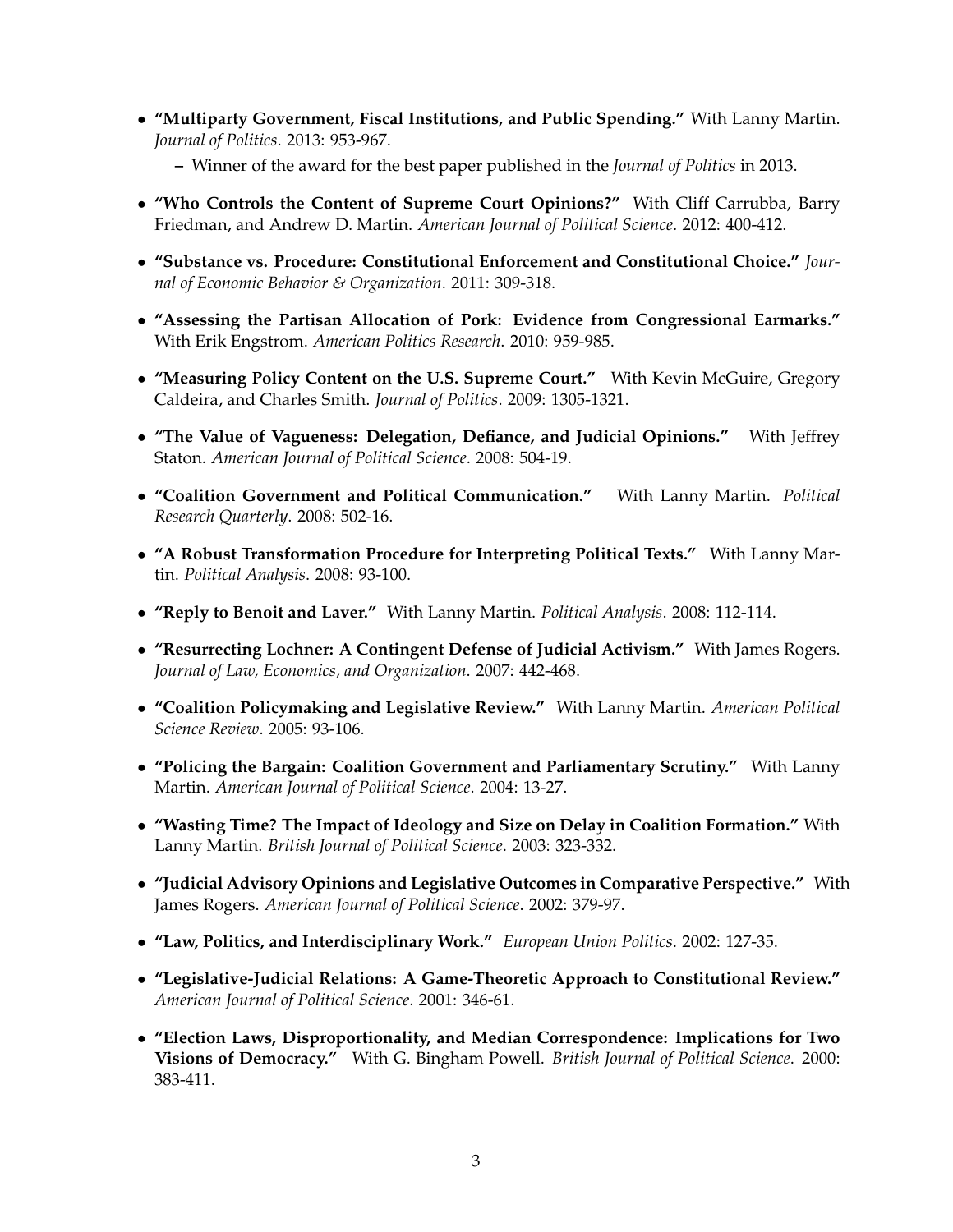- **"Multiparty Government, Fiscal Institutions, and Public Spending."** With Lanny Martin. *Journal of Politics*. 2013: 953-967.
  - Winner of the award for the best paper published in the *Journal of Politics* in 2013.
- **"Who Controls the Content of Supreme Court Opinions?"** With Cliff Carrubba, Barry Friedman, and Andrew D. Martin. *American Journal of Political Science*. 2012: 400-412.
- **"Substance vs. Procedure: Constitutional Enforcement and Constitutional Choice."** *Journal of Economic Behavior & Organization*. 2011: 309-318.
- **"Assessing the Partisan Allocation of Pork: Evidence from Congressional Earmarks."** With Erik Engstrom. *American Politics Research*. 2010: 959-985.
- **"Measuring Policy Content on the U.S. Supreme Court."** With Kevin McGuire, Gregory Caldeira, and Charles Smith. *Journal of Politics*. 2009: 1305-1321.
- **"The Value of Vagueness: Delegation, Defiance, and Judicial Opinions."** With Jeffrey Staton. *American Journal of Political Science*. 2008: 504-19.
- **"Coalition Government and Political Communication."** With Lanny Martin. *Political Research Quarterly*. 2008: 502-16.
- **"A Robust Transformation Procedure for Interpreting Political Texts."** With Lanny Martin. *Political Analysis*. 2008: 93-100.
- **"Reply to Benoit and Laver."** With Lanny Martin. *Political Analysis*. 2008: 112-114.
- **"Resurrecting Lochner: A Contingent Defense of Judicial Activism."** With James Rogers. *Journal of Law, Economics, and Organization*. 2007: 442-468.
- **"Coalition Policymaking and Legislative Review."** With Lanny Martin. *American Political Science Review*. 2005: 93-106.
- **"Policing the Bargain: Coalition Government and Parliamentary Scrutiny."** With Lanny Martin. *American Journal of Political Science*. 2004: 13-27.
- **"Wasting Time? The Impact of Ideology and Size on Delay in Coalition Formation."** With Lanny Martin. *British Journal of Political Science*. 2003: 323-332.
- **"Judicial Advisory Opinions and Legislative Outcomes in Comparative Perspective."** With James Rogers. *American Journal of Political Science*. 2002: 379-97.
- **"Law, Politics, and Interdisciplinary Work."** *European Union Politics*. 2002: 127-35.
- **"Legislative-Judicial Relations: A Game-Theoretic Approach to Constitutional Review."** *American Journal of Political Science*. 2001: 346-61.
- **"Election Laws, Disproportionality, and Median Correspondence: Implications for Two Visions of Democracy."** With G. Bingham Powell. *British Journal of Political Science*. 2000: 383-411.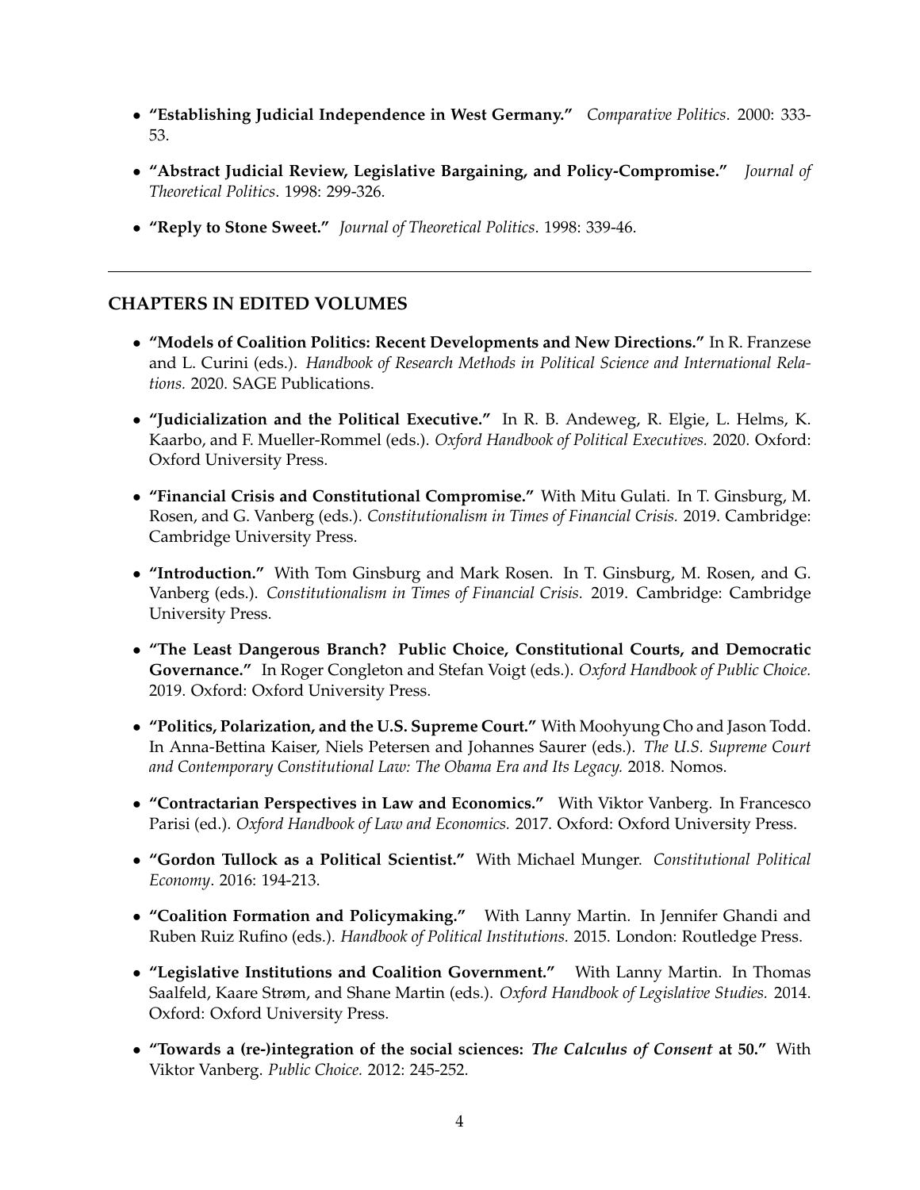- **"Establishing Judicial Independence in West Germany."** *Comparative Politics*. 2000: 333-53.

- **"Abstract Judicial Review, Legislative Bargaining, and Policy-Compromise."** *Journal of Theoretical Politics*. 1998: 299-326.

- **"Reply to Stone Sweet."** *Journal of Theoretical Politics*. 1998: 339-46.

---

## CHAPTERS IN EDITED VOLUMES

- **"Models of Coalition Politics: Recent Developments and New Directions."** In R. Franzese and L. Curini (eds.). *Handbook of Research Methods in Political Science and International Relations.* 2020. SAGE Publications.

- **"Judicialization and the Political Executive."** In R. B. Andeweg, R. Elgie, L. Helms, K. Kaarbo, and F. Mueller-Rommel (eds.). *Oxford Handbook of Political Executives.* 2020. Oxford: Oxford University Press.

- **"Financial Crisis and Constitutional Compromise."** With Mitu Gulati. In T. Ginsburg, M. Rosen, and G. Vanberg (eds.). *Constitutionalism in Times of Financial Crisis.* 2019. Cambridge: Cambridge University Press.

- **"Introduction."** With Tom Ginsburg and Mark Rosen. In T. Ginsburg, M. Rosen, and G. Vanberg (eds.). *Constitutionalism in Times of Financial Crisis.* 2019. Cambridge: Cambridge University Press.

- **"The Least Dangerous Branch? Public Choice, Constitutional Courts, and Democratic Governance."** In Roger Congleton and Stefan Voigt (eds.). *Oxford Handbook of Public Choice.* 2019. Oxford: Oxford University Press.

- **"Politics, Polarization, and the U.S. Supreme Court."** With Moohyung Cho and Jason Todd. In Anna-Bettina Kaiser, Niels Petersen and Johannes Saurer (eds.). *The U.S. Supreme Court and Contemporary Constitutional Law: The Obama Era and Its Legacy.* 2018. Nomos.

- **"Contractarian Perspectives in Law and Economics."** With Viktor Vanberg. In Francesco Parisi (ed.). *Oxford Handbook of Law and Economics.* 2017. Oxford: Oxford University Press.

- **"Gordon Tullock as a Political Scientist."** With Michael Munger. *Constitutional Political Economy*. 2016: 194-213.

- **"Coalition Formation and Policymaking."** With Lanny Martin. In Jennifer Ghandi and Ruben Ruiz Rufino (eds.). *Handbook of Political Institutions.* 2015. London: Routledge Press.

- **"Legislative Institutions and Coalition Government."** With Lanny Martin. In Thomas Saalfeld, Kaare Strøm, and Shane Martin (eds.). *Oxford Handbook of Legislative Studies.* 2014. Oxford: Oxford University Press.

- **"Towards a (re-)integration of the social sciences: *The Calculus of Consent* at 50."** With Viktor Vanberg. *Public Choice.* 2012: 245-252.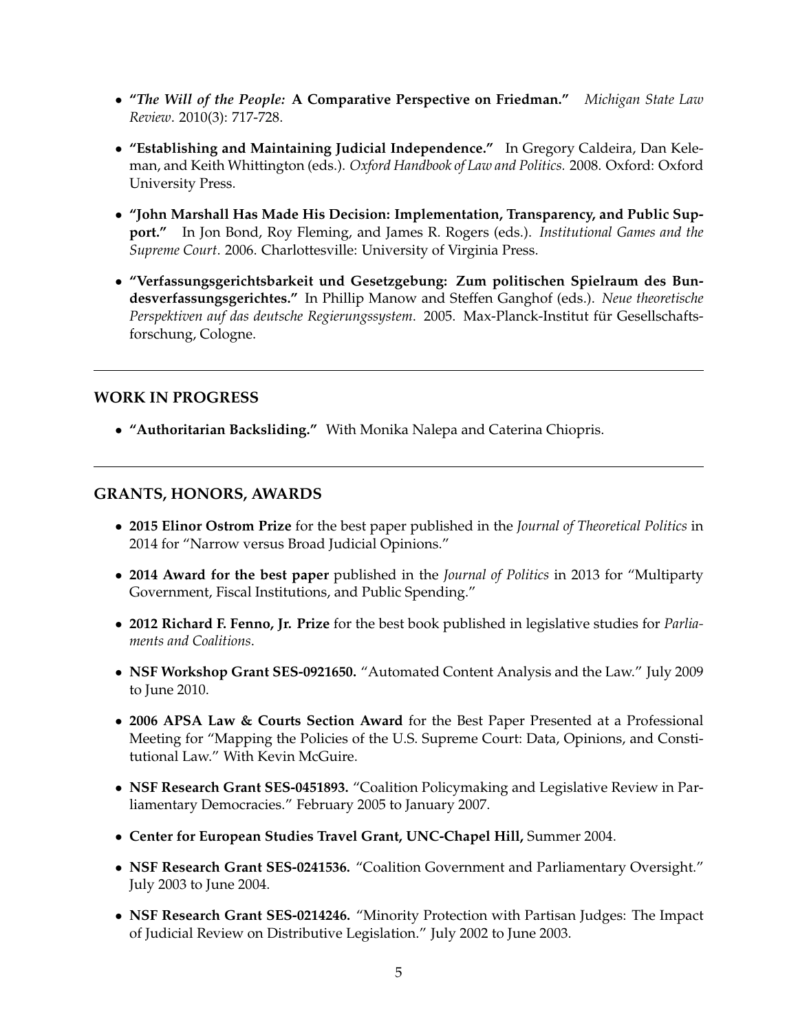- **"*The Will of the People:* A Comparative Perspective on Friedman."** *Michigan State Law Review*. 2010(3): 717-728.

- **"Establishing and Maintaining Judicial Independence."** In Gregory Caldeira, Dan Keleman, and Keith Whittington (eds.). *Oxford Handbook of Law and Politics.* 2008. Oxford: Oxford University Press.

- **"John Marshall Has Made His Decision: Implementation, Transparency, and Public Support."** In Jon Bond, Roy Fleming, and James R. Rogers (eds.). *Institutional Games and the Supreme Court*. 2006. Charlottesville: University of Virginia Press.

- **"Verfassungsgerichtsbarkeit und Gesetzgebung: Zum politischen Spielraum des Bundesverfassungsgerichtes."** In Phillip Manow and Steffen Ganghof (eds.). *Neue theoretische Perspektiven auf das deutsche Regierungssystem*. 2005. Max-Planck-Institut für Gesellschaftsforschung, Cologne.

## WORK IN PROGRESS

- **"Authoritarian Backsliding."** With Monika Nalepa and Caterina Chiopris.

## GRANTS, HONORS, AWARDS

- **2015 Elinor Ostrom Prize** for the best paper published in the *Journal of Theoretical Politics* in 2014 for "Narrow versus Broad Judicial Opinions."

- **2014 Award for the best paper** published in the *Journal of Politics* in 2013 for "Multiparty Government, Fiscal Institutions, and Public Spending."

- **2012 Richard F. Fenno, Jr. Prize** for the best book published in legislative studies for *Parliaments and Coalitions*.

- **NSF Workshop Grant SES-0921650.** "Automated Content Analysis and the Law." July 2009 to June 2010.

- **2006 APSA Law & Courts Section Award** for the Best Paper Presented at a Professional Meeting for "Mapping the Policies of the U.S. Supreme Court: Data, Opinions, and Constitutional Law." With Kevin McGuire.

- **NSF Research Grant SES-0451893.** "Coalition Policymaking and Legislative Review in Parliamentary Democracies." February 2005 to January 2007.

- **Center for European Studies Travel Grant, UNC-Chapel Hill,** Summer 2004.

- **NSF Research Grant SES-0241536.** "Coalition Government and Parliamentary Oversight." July 2003 to June 2004.

- **NSF Research Grant SES-0214246.** "Minority Protection with Partisan Judges: The Impact of Judicial Review on Distributive Legislation." July 2002 to June 2003.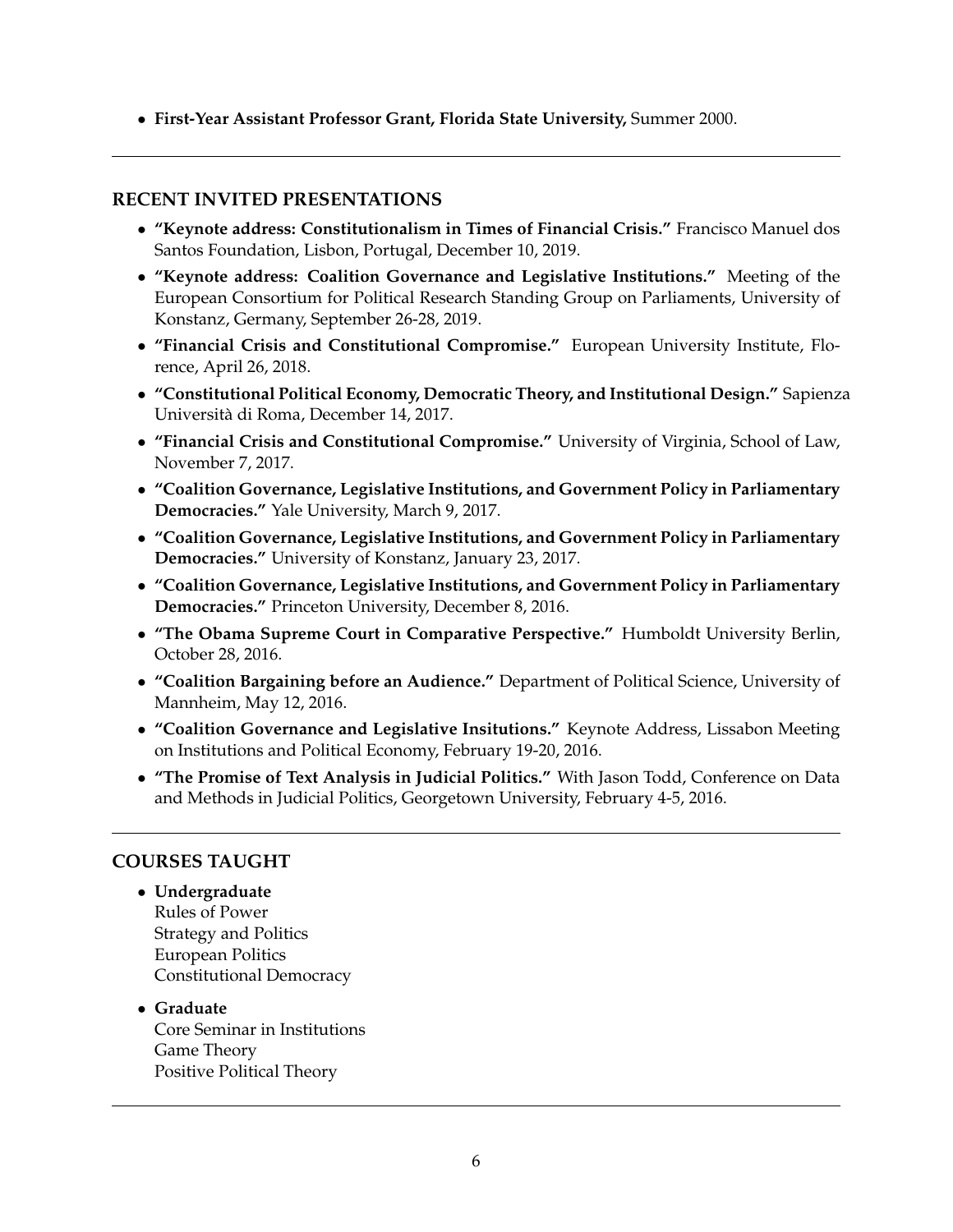- **First-Year Assistant Professor Grant, Florida State University,** Summer 2000.

---

## RECENT INVITED PRESENTATIONS

- **"Keynote address: Constitutionalism in Times of Financial Crisis."** Francisco Manuel dos Santos Foundation, Lisbon, Portugal, December 10, 2019.
- **"Keynote address: Coalition Governance and Legislative Institutions."** Meeting of the European Consortium for Political Research Standing Group on Parliaments, University of Konstanz, Germany, September 26-28, 2019.
- **"Financial Crisis and Constitutional Compromise."** European University Institute, Florence, April 26, 2018.
- **"Constitutional Political Economy, Democratic Theory, and Institutional Design."** Sapienza Università di Roma, December 14, 2017.
- **"Financial Crisis and Constitutional Compromise."** University of Virginia, School of Law, November 7, 2017.
- **"Coalition Governance, Legislative Institutions, and Government Policy in Parliamentary Democracies."** Yale University, March 9, 2017.
- **"Coalition Governance, Legislative Institutions, and Government Policy in Parliamentary Democracies."** University of Konstanz, January 23, 2017.
- **"Coalition Governance, Legislative Institutions, and Government Policy in Parliamentary Democracies."** Princeton University, December 8, 2016.
- **"The Obama Supreme Court in Comparative Perspective."** Humboldt University Berlin, October 28, 2016.
- **"Coalition Bargaining before an Audience."** Department of Political Science, University of Mannheim, May 12, 2016.
- **"Coalition Governance and Legislative Insitutions."** Keynote Address, Lissabon Meeting on Institutions and Political Economy, February 19-20, 2016.
- **"The Promise of Text Analysis in Judicial Politics."** With Jason Todd, Conference on Data and Methods in Judicial Politics, Georgetown University, February 4-5, 2016.

---

## COURSES TAUGHT

- **Undergraduate**
  Rules of Power
  Strategy and Politics
  European Politics
  Constitutional Democracy
- **Graduate**
  Core Seminar in Institutions
  Game Theory
  Positive Political Theory

---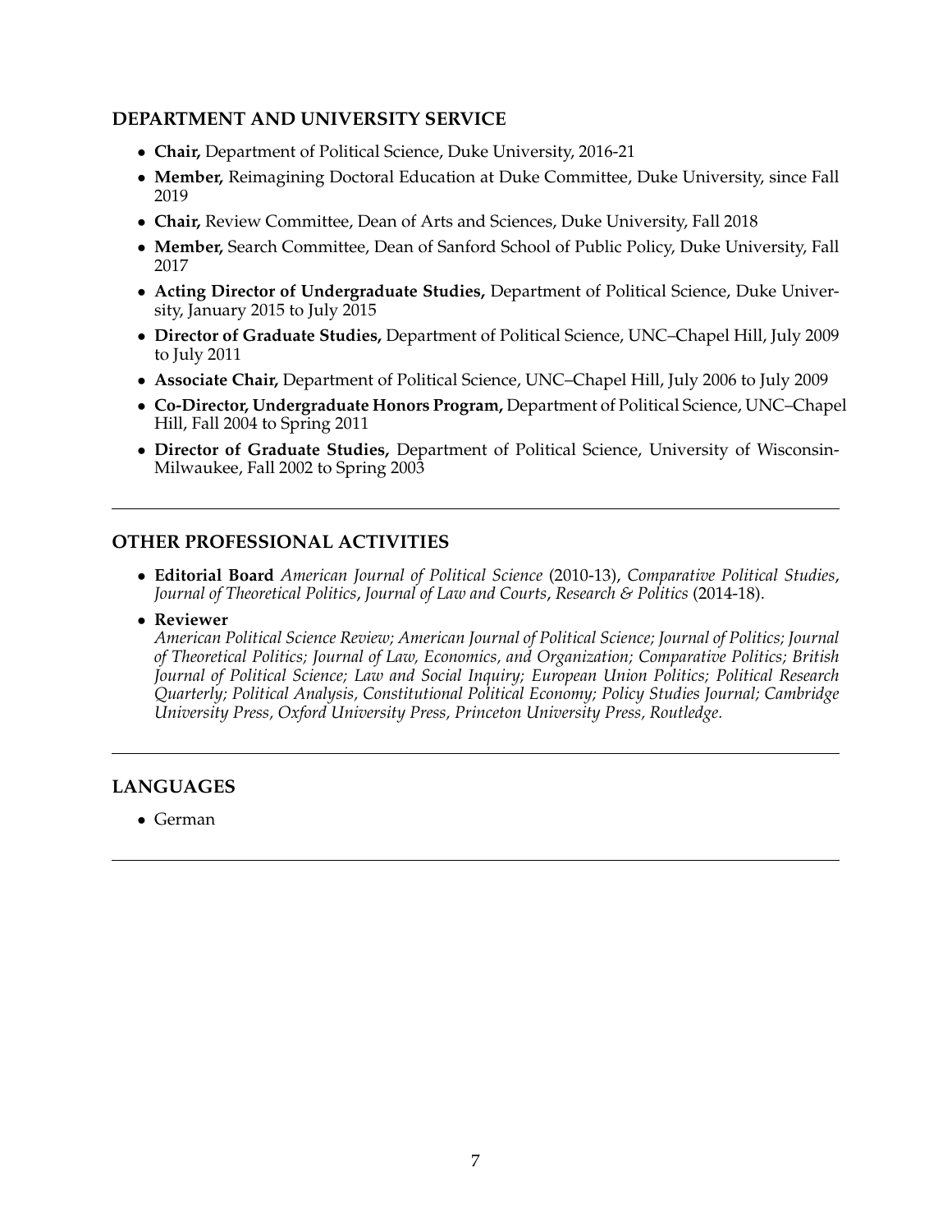## DEPARTMENT AND UNIVERSITY SERVICE

- **Chair,** Department of Political Science, Duke University, 2016-21
- **Member,** Reimagining Doctoral Education at Duke Committee, Duke University, since Fall 2019
- **Chair,** Review Committee, Dean of Arts and Sciences, Duke University, Fall 2018
- **Member,** Search Committee, Dean of Sanford School of Public Policy, Duke University, Fall 2017
- **Acting Director of Undergraduate Studies,** Department of Political Science, Duke University, January 2015 to July 2015
- **Director of Graduate Studies,** Department of Political Science, UNC–Chapel Hill, July 2009 to July 2011
- **Associate Chair,** Department of Political Science, UNC–Chapel Hill, July 2006 to July 2009
- **Co-Director, Undergraduate Honors Program,** Department of Political Science, UNC–Chapel Hill, Fall 2004 to Spring 2011
- **Director of Graduate Studies,** Department of Political Science, University of Wisconsin-Milwaukee, Fall 2002 to Spring 2003

---

## OTHER PROFESSIONAL ACTIVITIES

- **Editorial Board** *American Journal of Political Science* (2010-13), *Comparative Political Studies*, *Journal of Theoretical Politics*, *Journal of Law and Courts*, *Research & Politics* (2014-18).
- **Reviewer**
  *American Political Science Review; American Journal of Political Science; Journal of Politics; Journal of Theoretical Politics; Journal of Law, Economics, and Organization; Comparative Politics; British Journal of Political Science; Law and Social Inquiry; European Union Politics; Political Research Quarterly; Political Analysis, Constitutional Political Economy; Policy Studies Journal; Cambridge University Press, Oxford University Press, Princeton University Press, Routledge.*

---

## LANGUAGES

- German

---